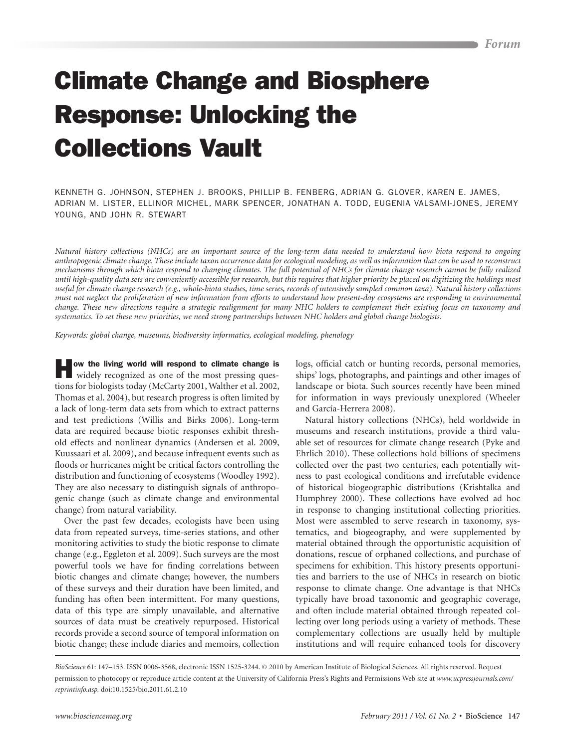# Climate Change and Biosphere Response: Unlocking the Collections Vault

KENNETH G. JOHNSON, STEPHEN J. BROOKS, PHILLIP B. FENBERG, ADRIAN G. GLOVER, KAREN E. JAMES, ADRIAN M. LISTER, ELLINOR MICHEL, MARK SPENCER, JONATHAN A. TODD, EUGENIA VALSAMI-JONES, JEREMY YOUNG, AND JOHN R. STEWART

*Natural history collections (NHCs) are an important source of the long-term data needed to understand how biota respond to ongoing anthropogenic climate change. These include taxon occurrence data for ecological modeling, as well as information that can be used to reconstruct mechanisms through which biota respond to changing climates. The full potential of NHCs for climate change research cannot be fully realized until high-quality data sets are conveniently accessible for research, but this requires that higher priority be placed on digitizing the holdings most useful for climate change research (e.g., whole-biota studies, time series, records of intensively sampled common taxa). Natural history collections must not neglect the proliferation of new information from efforts to understand how present-day ecosystems are responding to environmental change. These new directions require a strategic realignment for many NHC holders to complement their existing focus on taxonomy and systematics. To set these new priorities, we need strong partnerships between NHC holders and global change biologists.*

*Keywords: global change, museums, biodiversity informatics, ecological modeling, phenology*

**How the living world will respond to climate change is** widely recognized as one of the most pressing questions for biologists today (McCarty 2001, Walther et al. 2002, Thomas et al. 2004), but research progress is often limited by a lack of long-term data sets from which to extract patterns and test predictions (Willis and Birks 2006). Long-term data are required because biotic responses exhibit threshold effects and nonlinear dynamics (Andersen et al. 2009, Kuussaari et al. 2009), and because infrequent events such as floods or hurricanes might be critical factors controlling the distribution and functioning of ecosystems (Woodley 1992). They are also necessary to distinguish signals of anthropogenic change (such as climate change and environmental change) from natural variability.

Over the past few decades, ecologists have been using data from repeated surveys, time-series stations, and other monitoring activities to study the biotic response to climate change (e.g., Eggleton et al. 2009). Such surveys are the most powerful tools we have for finding correlations between biotic changes and climate change; however, the numbers of these surveys and their duration have been limited, and funding has often been intermittent. For many questions, data of this type are simply unavailable, and alternative sources of data must be creatively repurposed. Historical records provide a second source of temporal information on biotic change; these include diaries and memoirs, collection logs, official catch or hunting records, personal memories, ships' logs, photographs, and paintings and other images of landscape or biota. Such sources recently have been mined for information in ways previously unexplored (Wheeler and García-Herrera 2008).

Natural history collections (NHCs), held worldwide in museums and research institutions, provide a third valuable set of resources for climate change research (Pyke and Ehrlich 2010). These collections hold billions of specimens collected over the past two centuries, each potentially witness to past ecological conditions and irrefutable evidence of historical biogeographic distributions (Krishtalka and Humphrey 2000). These collections have evolved ad hoc in response to changing institutional collecting priorities. Most were assembled to serve research in taxonomy, systematics, and biogeography, and were supplemented by material obtained through the opportunistic acquisition of donations, rescue of orphaned collections, and purchase of specimens for exhibition. This history presents opportunities and barriers to the use of NHCs in research on biotic response to climate change. One advantage is that NHCs typically have broad taxonomic and geographic coverage, and often include material obtained through repeated collecting over long periods using a variety of methods. These complementary collections are usually held by multiple institutions and will require enhanced tools for discovery

*BioScience* 61: 147–153. ISSN 0006-3568, electronic ISSN 1525-3244. © 2010 by American Institute of Biological Sciences. All rights reserved. Request permission to photocopy or reproduce article content at the University of California Press's Rights and Permissions Web site at *www.ucpressjournals.com/reprintinfo.asp.* doi:10.1525/bio.2011.61.2.10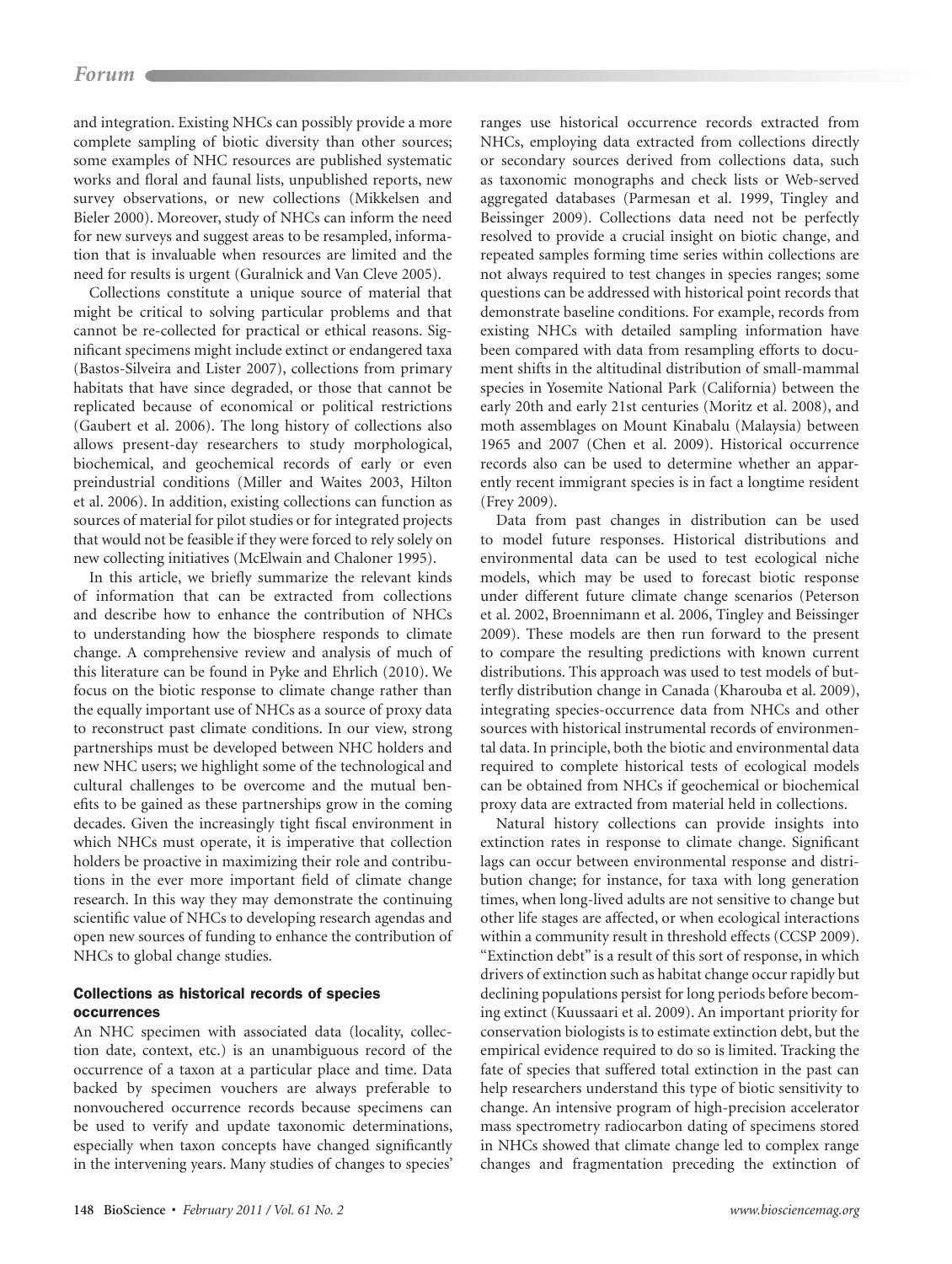and integration. Existing NHCs can possibly provide a more complete sampling of biotic diversity than other sources; some examples of NHC resources are published systematic works and floral and faunal lists, unpublished reports, new survey observations, or new collections (Mikkelsen and Bieler 2000). Moreover, study of NHCs can inform the need for new surveys and suggest areas to be resampled, information that is invaluable when resources are limited and the need for results is urgent (Guralnick and Van Cleve 2005).

Collections constitute a unique source of material that might be critical to solving particular problems and that cannot be re-collected for practical or ethical reasons. Significant specimens might include extinct or endangered taxa (Bastos-Silveira and Lister 2007), collections from primary habitats that have since degraded, or those that cannot be replicated because of economical or political restrictions (Gaubert et al. 2006). The long history of collections also allows present-day researchers to study morphological, biochemical, and geochemical records of early or even preindustrial conditions (Miller and Waites 2003, Hilton et al. 2006). In addition, existing collections can function as sources of material for pilot studies or for integrated projects that would not be feasible if they were forced to rely solely on new collecting initiatives (McElwain and Chaloner 1995).

In this article, we briefly summarize the relevant kinds of information that can be extracted from collections and describe how to enhance the contribution of NHCs to understanding how the biosphere responds to climate change. A comprehensive review and analysis of much of this literature can be found in Pyke and Ehrlich (2010). We focus on the biotic response to climate change rather than the equally important use of NHCs as a source of proxy data to reconstruct past climate conditions. In our view, strong partnerships must be developed between NHC holders and new NHC users; we highlight some of the technological and cultural challenges to be overcome and the mutual benefits to be gained as these partnerships grow in the coming decades. Given the increasingly tight fiscal environment in which NHCs must operate, it is imperative that collection holders be proactive in maximizing their role and contributions in the ever more important field of climate change research. In this way they may demonstrate the continuing scientific value of NHCs to developing research agendas and open new sources of funding to enhance the contribution of NHCs to global change studies.

## Collections as historical records of species occurrences

An NHC specimen with associated data (locality, collection date, context, etc.) is an unambiguous record of the occurrence of a taxon at a particular place and time. Data backed by specimen vouchers are always preferable to nonvouchered occurrence records because specimens can be used to verify and update taxonomic determinations, especially when taxon concepts have changed significantly in the intervening years. Many studies of changes to species' ranges use historical occurrence records extracted from NHCs, employing data extracted from collections directly or secondary sources derived from collections data, such as taxonomic monographs and check lists or Web-served aggregated databases (Parmesan et al. 1999, Tingley and Beissinger 2009). Collections data need not be perfectly resolved to provide a crucial insight on biotic change, and repeated samples forming time series within collections are not always required to test changes in species ranges; some questions can be addressed with historical point records that demonstrate baseline conditions. For example, records from existing NHCs with detailed sampling information have been compared with data from resampling efforts to document shifts in the altitudinal distribution of small-mammal species in Yosemite National Park (California) between the early 20th and early 21st centuries (Moritz et al. 2008), and moth assemblages on Mount Kinabalu (Malaysia) between 1965 and 2007 (Chen et al. 2009). Historical occurrence records also can be used to determine whether an apparently recent immigrant species is in fact a longtime resident (Frey 2009).

Data from past changes in distribution can be used to model future responses. Historical distributions and environmental data can be used to test ecological niche models, which may be used to forecast biotic response under different future climate change scenarios (Peterson et al. 2002, Broennimann et al. 2006, Tingley and Beissinger 2009). These models are then run forward to the present to compare the resulting predictions with known current distributions. This approach was used to test models of butterfly distribution change in Canada (Kharouba et al. 2009), integrating species-occurrence data from NHCs and other sources with historical instrumental records of environmental data. In principle, both the biotic and environmental data required to complete historical tests of ecological models can be obtained from NHCs if geochemical or biochemical proxy data are extracted from material held in collections.

Natural history collections can provide insights into extinction rates in response to climate change. Significant lags can occur between environmental response and distribution change; for instance, for taxa with long generation times, when long-lived adults are not sensitive to change but other life stages are affected, or when ecological interactions within a community result in threshold effects (CCSP 2009). "Extinction debt" is a result of this sort of response, in which drivers of extinction such as habitat change occur rapidly but declining populations persist for long periods before becoming extinct (Kuussaari et al. 2009). An important priority for conservation biologists is to estimate extinction debt, but the empirical evidence required to do so is limited. Tracking the fate of species that suffered total extinction in the past can help researchers understand this type of biotic sensitivity to change. An intensive program of high-precision accelerator mass spectrometry radiocarbon dating of specimens stored in NHCs showed that climate change led to complex range changes and fragmentation preceding the extinction of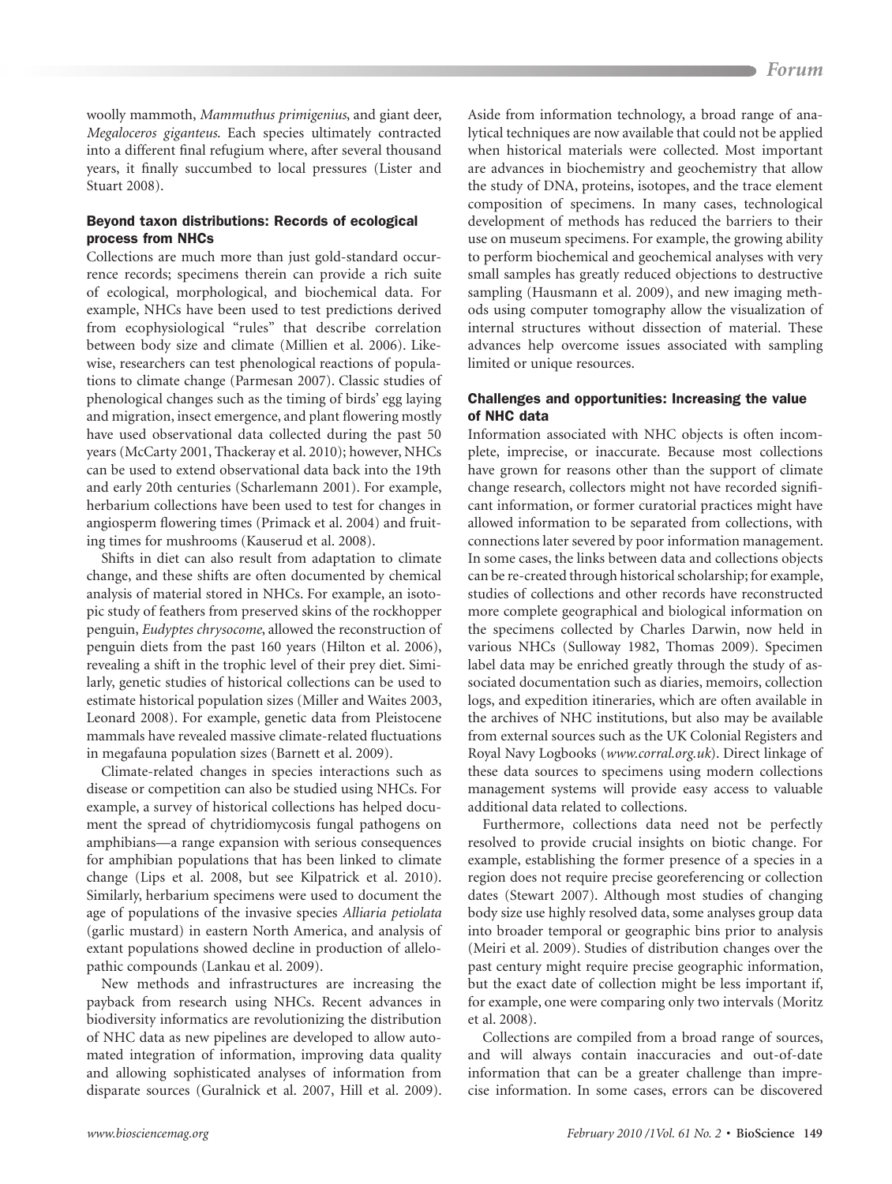woolly mammoth, *Mammuthus primigenius*, and giant deer, *Megaloceros giganteus*. Each species ultimately contracted into a different final refugium where, after several thousand years, it finally succumbed to local pressures (Lister and Stuart 2008).

### Beyond taxon distributions: Records of ecological process from NHCs

Collections are much more than just gold-standard occurrence records; specimens therein can provide a rich suite of ecological, morphological, and biochemical data. For example, NHCs have been used to test predictions derived from ecophysiological "rules" that describe correlation between body size and climate (Millien et al. 2006). Likewise, researchers can test phenological reactions of populations to climate change (Parmesan 2007). Classic studies of phenological changes such as the timing of birds' egg laying and migration, insect emergence, and plant flowering mostly have used observational data collected during the past 50 years (McCarty 2001, Thackeray et al. 2010); however, NHCs can be used to extend observational data back into the 19th and early 20th centuries (Scharlemann 2001). For example, herbarium collections have been used to test for changes in angiosperm flowering times (Primack et al. 2004) and fruiting times for mushrooms (Kauserud et al. 2008).

Shifts in diet can also result from adaptation to climate change, and these shifts are often documented by chemical analysis of material stored in NHCs. For example, an isotopic study of feathers from preserved skins of the rockhopper penguin, *Eudyptes chrysocome*, allowed the reconstruction of penguin diets from the past 160 years (Hilton et al. 2006), revealing a shift in the trophic level of their prey diet. Similarly, genetic studies of historical collections can be used to estimate historical population sizes (Miller and Waites 2003, Leonard 2008). For example, genetic data from Pleistocene mammals have revealed massive climate-related fluctuations in megafauna population sizes (Barnett et al. 2009).

Climate-related changes in species interactions such as disease or competition can also be studied using NHCs. For example, a survey of historical collections has helped document the spread of chytridiomycosis fungal pathogens on amphibians—a range expansion with serious consequences for amphibian populations that has been linked to climate change (Lips et al. 2008, but see Kilpatrick et al. 2010). Similarly, herbarium specimens were used to document the age of populations of the invasive species *Alliaria petiolata* (garlic mustard) in eastern North America, and analysis of extant populations showed decline in production of allelopathic compounds (Lankau et al. 2009).

New methods and infrastructures are increasing the payback from research using NHCs. Recent advances in biodiversity informatics are revolutionizing the distribution of NHC data as new pipelines are developed to allow automated integration of information, improving data quality and allowing sophisticated analyses of information from disparate sources (Guralnick et al. 2007, Hill et al. 2009). Aside from information technology, a broad range of analytical techniques are now available that could not be applied when historical materials were collected. Most important are advances in biochemistry and geochemistry that allow the study of DNA, proteins, isotopes, and the trace element composition of specimens. In many cases, technological development of methods has reduced the barriers to their use on museum specimens. For example, the growing ability to perform biochemical and geochemical analyses with very small samples has greatly reduced objections to destructive sampling (Hausmann et al. 2009), and new imaging methods using computer tomography allow the visualization of internal structures without dissection of material. These advances help overcome issues associated with sampling limited or unique resources.

### Challenges and opportunities: Increasing the value of NHC data

Information associated with NHC objects is often incomplete, imprecise, or inaccurate. Because most collections have grown for reasons other than the support of climate change research, collectors might not have recorded significant information, or former curatorial practices might have allowed information to be separated from collections, with connections later severed by poor information management. In some cases, the links between data and collections objects can be re-created through historical scholarship; for example, studies of collections and other records have reconstructed more complete geographical and biological information on the specimens collected by Charles Darwin, now held in various NHCs (Sulloway 1982, Thomas 2009). Specimen label data may be enriched greatly through the study of associated documentation such as diaries, memoirs, collection logs, and expedition itineraries, which are often available in the archives of NHC institutions, but also may be available from external sources such as the UK Colonial Registers and Royal Navy Logbooks (*www.corral.org.uk*). Direct linkage of these data sources to specimens using modern collections management systems will provide easy access to valuable additional data related to collections.

Furthermore, collections data need not be perfectly resolved to provide crucial insights on biotic change. For example, establishing the former presence of a species in a region does not require precise georeferencing or collection dates (Stewart 2007). Although most studies of changing body size use highly resolved data, some analyses group data into broader temporal or geographic bins prior to analysis (Meiri et al. 2009). Studies of distribution changes over the past century might require precise geographic information, but the exact date of collection might be less important if, for example, one were comparing only two intervals (Moritz et al. 2008).

Collections are compiled from a broad range of sources, and will always contain inaccuracies and out-of-date information that can be a greater challenge than imprecise information. In some cases, errors can be discovered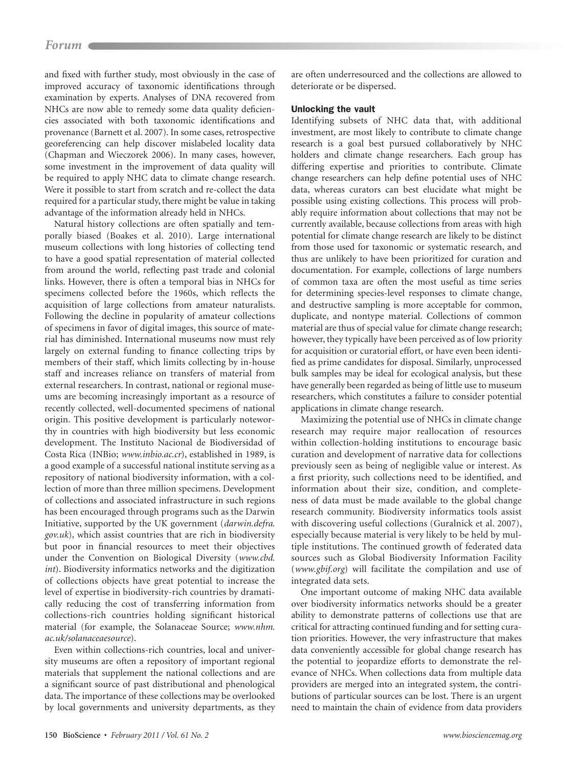and fixed with further study, most obviously in the case of improved accuracy of taxonomic identifications through examination by experts. Analyses of DNA recovered from NHCs are now able to remedy some data quality deficiencies associated with both taxonomic identifications and provenance (Barnett et al. 2007). In some cases, retrospective georeferencing can help discover mislabeled locality data (Chapman and Wieczorek 2006). In many cases, however, some investment in the improvement of data quality will be required to apply NHC data to climate change research. Were it possible to start from scratch and re-collect the data required for a particular study, there might be value in taking advantage of the information already held in NHCs.

Natural history collections are often spatially and temporally biased (Boakes et al. 2010). Large international museum collections with long histories of collecting tend to have a good spatial representation of material collected from around the world, reflecting past trade and colonial links. However, there is often a temporal bias in NHCs for specimens collected before the 1960s, which reflects the acquisition of large collections from amateur naturalists. Following the decline in popularity of amateur collections of specimens in favor of digital images, this source of material has diminished. International museums now must rely largely on external funding to finance collecting trips by members of their staff, which limits collecting by in-house staff and increases reliance on transfers of material from external researchers. In contrast, national or regional museums are becoming increasingly important as a resource of recently collected, well-documented specimens of national origin. This positive development is particularly noteworthy in countries with high biodiversity but less economic development. The Instituto Nacional de Biodiversidad of Costa Rica (INBio; *www.inbio.ac.cr*), established in 1989, is a good example of a successful national institute serving as a repository of national biodiversity information, with a collection of more than three million specimens. Development of collections and associated infrastructure in such regions has been encouraged through programs such as the Darwin Initiative, supported by the UK government (*darwin.defra.gov.uk*), which assist countries that are rich in biodiversity but poor in financial resources to meet their objectives under the Convention on Biological Diversity (*www.cbd.int*). Biodiversity informatics networks and the digitization of collections objects have great potential to increase the level of expertise in biodiversity-rich countries by dramatically reducing the cost of transferring information from collections-rich countries holding significant historical material (for example, the Solanaceae Source; *www.nhm.ac.uk/solanaceaesource*).

Even within collections-rich countries, local and university museums are often a repository of important regional materials that supplement the national collections and are a significant source of past distributional and phenological data. The importance of these collections may be overlooked by local governments and university departments, as they are often underresourced and the collections are allowed to deteriorate or be dispersed.

### Unlocking the vault

Identifying subsets of NHC data that, with additional investment, are most likely to contribute to climate change research is a goal best pursued collaboratively by NHC holders and climate change researchers. Each group has differing expertise and priorities to contribute. Climate change researchers can help define potential uses of NHC data, whereas curators can best elucidate what might be possible using existing collections. This process will probably require information about collections that may not be currently available, because collections from areas with high potential for climate change research are likely to be distinct from those used for taxonomic or systematic research, and thus are unlikely to have been prioritized for curation and documentation. For example, collections of large numbers of common taxa are often the most useful as time series for determining species-level responses to climate change, and destructive sampling is more acceptable for common, duplicate, and nontype material. Collections of common material are thus of special value for climate change research; however, they typically have been perceived as of low priority for acquisition or curatorial effort, or have even been identified as prime candidates for disposal. Similarly, unprocessed bulk samples may be ideal for ecological analysis, but these have generally been regarded as being of little use to museum researchers, which constitutes a failure to consider potential applications in climate change research.

Maximizing the potential use of NHCs in climate change research may require major reallocation of resources within collection-holding institutions to encourage basic curation and development of narrative data for collections previously seen as being of negligible value or interest. As a first priority, such collections need to be identified, and information about their size, condition, and completeness of data must be made available to the global change research community. Biodiversity informatics tools assist with discovering useful collections (Guralnick et al. 2007), especially because material is very likely to be held by multiple institutions. The continued growth of federated data sources such as Global Biodiversity Information Facility (*www.gbif.org*) will facilitate the compilation and use of integrated data sets.

One important outcome of making NHC data available over biodiversity informatics networks should be a greater ability to demonstrate patterns of collections use that are critical for attracting continued funding and for setting curation priorities. However, the very infrastructure that makes data conveniently accessible for global change research has the potential to jeopardize efforts to demonstrate the relevance of NHCs. When collections data from multiple data providers are merged into an integrated system, the contributions of particular sources can be lost. There is an urgent need to maintain the chain of evidence from data providers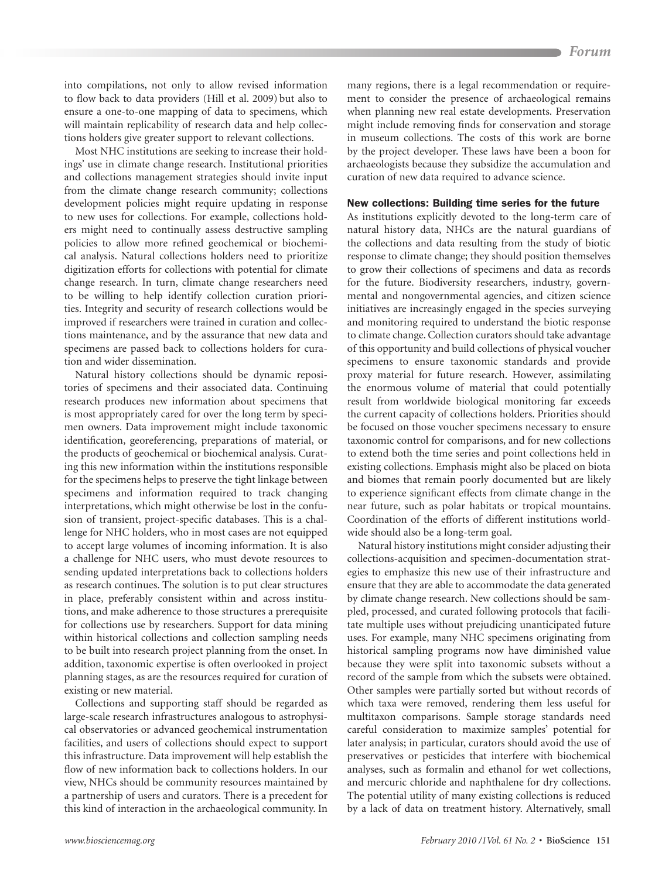into compilations, not only to allow revised information to flow back to data providers (Hill et al. 2009) but also to ensure a one-to-one mapping of data to specimens, which will maintain replicability of research data and help collections holders give greater support to relevant collections.

Most NHC institutions are seeking to increase their holdings' use in climate change research. Institutional priorities and collections management strategies should invite input from the climate change research community; collections development policies might require updating in response to new uses for collections. For example, collections holders might need to continually assess destructive sampling policies to allow more refined geochemical or biochemical analysis. Natural collections holders need to prioritize digitization efforts for collections with potential for climate change research. In turn, climate change researchers need to be willing to help identify collection curation priorities. Integrity and security of research collections would be improved if researchers were trained in curation and collections maintenance, and by the assurance that new data and specimens are passed back to collections holders for curation and wider dissemination.

Natural history collections should be dynamic repositories of specimens and their associated data. Continuing research produces new information about specimens that is most appropriately cared for over the long term by specimen owners. Data improvement might include taxonomic identification, georeferencing, preparations of material, or the products of geochemical or biochemical analysis. Curating this new information within the institutions responsible for the specimens helps to preserve the tight linkage between specimens and information required to track changing interpretations, which might otherwise be lost in the confusion of transient, project-specific databases. This is a challenge for NHC holders, who in most cases are not equipped to accept large volumes of incoming information. It is also a challenge for NHC users, who must devote resources to sending updated interpretations back to collections holders as research continues. The solution is to put clear structures in place, preferably consistent within and across institutions, and make adherence to those structures a prerequisite for collections use by researchers. Support for data mining within historical collections and collection sampling needs to be built into research project planning from the onset. In addition, taxonomic expertise is often overlooked in project planning stages, as are the resources required for curation of existing or new material.

Collections and supporting staff should be regarded as large-scale research infrastructures analogous to astrophysical observatories or advanced geochemical instrumentation facilities, and users of collections should expect to support this infrastructure. Data improvement will help establish the flow of new information back to collections holders. In our view, NHCs should be community resources maintained by a partnership of users and curators. There is a precedent for this kind of interaction in the archaeological community. In many regions, there is a legal recommendation or requirement to consider the presence of archaeological remains when planning new real estate developments. Preservation might include removing finds for conservation and storage in museum collections. The costs of this work are borne by the project developer. These laws have been a boon for archaeologists because they subsidize the accumulation and curation of new data required to advance science.

## New collections: Building time series for the future

As institutions explicitly devoted to the long-term care of natural history data, NHCs are the natural guardians of the collections and data resulting from the study of biotic response to climate change; they should position themselves to grow their collections of specimens and data as records for the future. Biodiversity researchers, industry, governmental and nongovernmental agencies, and citizen science initiatives are increasingly engaged in the species surveying and monitoring required to understand the biotic response to climate change. Collection curators should take advantage of this opportunity and build collections of physical voucher specimens to ensure taxonomic standards and provide proxy material for future research. However, assimilating the enormous volume of material that could potentially result from worldwide biological monitoring far exceeds the current capacity of collections holders. Priorities should be focused on those voucher specimens necessary to ensure taxonomic control for comparisons, and for new collections to extend both the time series and point collections held in existing collections. Emphasis might also be placed on biota and biomes that remain poorly documented but are likely to experience significant effects from climate change in the near future, such as polar habitats or tropical mountains. Coordination of the efforts of different institutions worldwide should also be a long-term goal.

Natural history institutions might consider adjusting their collections-acquisition and specimen-documentation strategies to emphasize this new use of their infrastructure and ensure that they are able to accommodate the data generated by climate change research. New collections should be sampled, processed, and curated following protocols that facilitate multiple uses without prejudicing unanticipated future uses. For example, many NHC specimens originating from historical sampling programs now have diminished value because they were split into taxonomic subsets without a record of the sample from which the subsets were obtained. Other samples were partially sorted but without records of which taxa were removed, rendering them less useful for multitaxon comparisons. Sample storage standards need careful consideration to maximize samples' potential for later analysis; in particular, curators should avoid the use of preservatives or pesticides that interfere with biochemical analyses, such as formalin and ethanol for wet collections, and mercuric chloride and naphthalene for dry collections. The potential utility of many existing collections is reduced by a lack of data on treatment history. Alternatively, small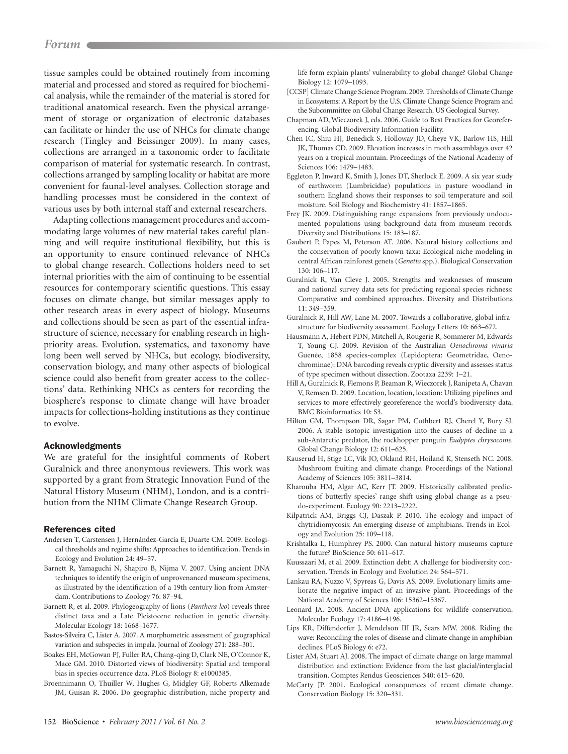tissue samples could be obtained routinely from incoming material and processed and stored as required for biochemical analysis, while the remainder of the material is stored for traditional anatomical research. Even the physical arrangement of storage or organization of electronic databases can facilitate or hinder the use of NHCs for climate change research (Tingley and Beissinger 2009). In many cases, collections are arranged in a taxonomic order to facilitate comparison of material for systematic research. In contrast, collections arranged by sampling locality or habitat are more convenient for faunal-level analyses. Collection storage and handling processes must be considered in the context of various uses by both internal staff and external researchers.

Adapting collections management procedures and accommodating large volumes of new material takes careful planning and will require institutional flexibility, but this is an opportunity to ensure continued relevance of NHCs to global change research. Collections holders need to set internal priorities with the aim of continuing to be essential resources for contemporary scientific questions. This essay focuses on climate change, but similar messages apply to other research areas in every aspect of biology. Museums and collections should be seen as part of the essential infrastructure of science, necessary for enabling research in high-priority areas. Evolution, systematics, and taxonomy have long been well served by NHCs, but ecology, biodiversity, conservation biology, and many other aspects of biological science could also benefit from greater access to the collections' data. Rethinking NHCs as centers for recording the biosphere's response to climate change will have broader impacts for collections-holding institutions as they continue to evolve.

## Acknowledgments

We are grateful for the insightful comments of Robert Guralnick and three anonymous reviewers. This work was supported by a grant from Strategic Innovation Fund of the Natural History Museum (NHM), London, and is a contribution from the NHM Climate Change Research Group.

## References cited

Andersen T, Carstensen J, Hernández-García E, Duarte CM. 2009. Ecological thresholds and regime shifts: Approaches to identification. Trends in Ecology and Evolution 24: 49–57.

Barnett R, Yamaguchi N, Shapiro B, Nijma V. 2007. Using ancient DNA techniques to identify the origin of unprovenanced museum specimens, as illustrated by the identification of a 19th century lion from Amsterdam. Contributions to Zoology 76: 87–94.

Barnett R, et al. 2009. Phylogeography of lions (*Panthera leo*) reveals three distinct taxa and a Late Pleistocene reduction in genetic diversity. Molecular Ecology 18: 1668–1677.

Bastos-Silveira C, Lister A. 2007. A morphometric assessment of geographical variation and subspecies in impala. Journal of Zoology 271: 288–301.

Boakes EH, McGowan PJ, Fuller RA, Chang-qing D, Clark NE, O'Connor K, Mace GM. 2010. Distorted views of biodiversity: Spatial and temporal bias in species occurrence data. PLoS Biology 8: e1000385.

Broennimann O, Thuiller W, Hughes G, Midgley GF, Roberts Alkemade JM, Guisan R. 2006. Do geographic distribution, niche property and life form explain plants' vulnerability to global change? Global Change Biology 12: 1079–1093.

[CCSP] Climate Change Science Program. 2009. Thresholds of Climate Change in Ecosystems: A Report by the U.S. Climate Change Science Program and the Subcommittee on Global Change Research. US Geological Survey.

Chapman AD, Wieczorek J, eds. 2006. Guide to Best Practices for Georeferencing. Global Biodiversity Information Facility.

Chen IC, Shiu HJ, Benedick S, Holloway JD, Cheye VK, Barlow HS, Hill JK, Thomas CD. 2009. Elevation increases in moth assemblages over 42 years on a tropical mountain. Proceedings of the National Academy of Sciences 106: 1479–1483.

Eggleton P, Inward K, Smith J, Jones DT, Sherlock E. 2009. A six year study of earthworm (Lumbricidae) populations in pasture woodland in southern England shows their responses to soil temperature and soil moisture. Soil Biology and Biochemistry 41: 1857–1865.

Frey JK. 2009. Distinguishing range expansions from previously undocumented populations using background data from museum records. Diversity and Distributions 15: 183–187.

Gaubert P, Papes M, Peterson AT. 2006. Natural history collections and the conservation of poorly known taxa: Ecological niche modeling in central African rainforest genets (*Genetta* spp.). Biological Conservation 130: 106–117.

Guralnick R, Van Cleve J. 2005. Strengths and weaknesses of museum and national survey data sets for predicting regional species richness: Comparative and combined approaches. Diversity and Distributions 11: 349–359.

Guralnick R, Hill AW, Lane M. 2007. Towards a collaborative, global infrastructure for biodiversity assessment. Ecology Letters 10: 663–672.

Hausmann A, Hebert PDN, Mitchell A, Rougerie R, Sommerer M, Edwards T, Young CJ. 2009. Revision of the Australian *Oenochroma vinaria* Guenée, 1858 species-complex (Lepidoptera: Geometridae, Oenochrominae): DNA barcoding reveals cryptic diversity and assesses status of type specimen without dissection. Zootaxa 2239: 1–21.

Hill A, Guralnick R, Flemons P, Beaman R, Wieczorek J, Ranipeta A, Chavan V, Remsen D. 2009. Location, location, location: Utilizing pipelines and services to more effectively georeference the world's biodiversity data. BMC Bioinformatics 10: S3.

Hilton GM, Thompson DR, Sagar PM, Cuthbert RJ, Cherel Y, Bury SJ. 2006. A stable isotopic investigation into the causes of decline in a sub-Antarctic predator, the rockhopper penguin *Eudyptes chrysocome.* Global Change Biology 12: 611–625.

Kauserud H, Stige LC, Vik JO, Okland RH, Hoiland K, Stenseth NC. 2008. Mushroom fruiting and climate change. Proceedings of the National Academy of Sciences 105: 3811–3814.

Kharouba HM, Algar AC, Kerr JT. 2009. Historically calibrated predictions of butterfly species' range shift using global change as a pseudo-experiment. Ecology 90: 2213–2222.

Kilpatrick AM, Briggs CJ, Daszak P. 2010. The ecology and impact of chytridiomycosis: An emerging disease of amphibians. Trends in Ecology and Evolution 25: 109–118.

Krishtalka L, Humphrey PS. 2000. Can natural history museums capture the future? BioScience 50: 611–617.

Kuussaari M, et al. 2009. Extinction debt: A challenge for biodiversity conservation. Trends in Ecology and Evolution 24: 564–571.

Lankau RA, Nuzzo V, Spyreas G, Davis AS. 2009. Evolutionary limits ameliorate the negative impact of an invasive plant. Proceedings of the National Academy of Sciences 106: 15362–15367.

Leonard JA. 2008. Ancient DNA applications for wildlife conservation. Molecular Ecology 17: 4186–4196.

Lips KR, Diffendorfer J, Mendelson III JR, Sears MW. 2008. Riding the wave: Reconciling the roles of disease and climate change in amphibian declines. PLoS Biology 6: e72.

Lister AM, Stuart AJ. 2008. The impact of climate change on large mammal distribution and extinction: Evidence from the last glacial/interglacial transition. Comptes Rendus Geosciences 340: 615–620.

McCarty JP. 2001. Ecological consequences of recent climate change. Conservation Biology 15: 320–331.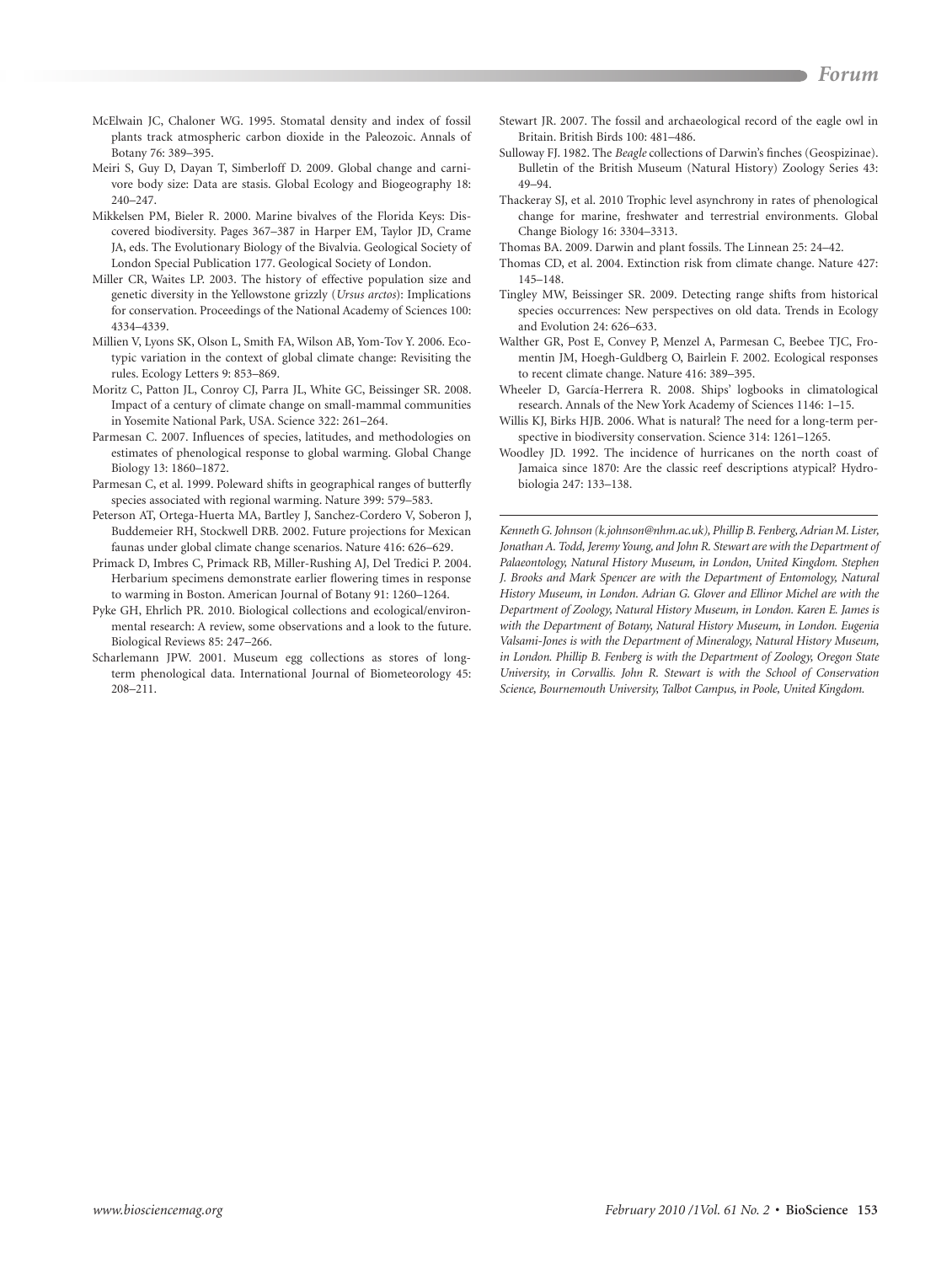McElwain JC, Chaloner WG. 1995. Stomatal density and index of fossil plants track atmospheric carbon dioxide in the Paleozoic. Annals of Botany 76: 389–395.

Meiri S, Guy D, Dayan T, Simberloff D. 2009. Global change and carnivore body size: Data are stasis. Global Ecology and Biogeography 18: 240–247.

Mikkelsen PM, Bieler R. 2000. Marine bivalves of the Florida Keys: Discovered biodiversity. Pages 367–387 in Harper EM, Taylor JD, Crame JA, eds. The Evolutionary Biology of the Bivalvia. Geological Society of London Special Publication 177. Geological Society of London.

Miller CR, Waites LP. 2003. The history of effective population size and genetic diversity in the Yellowstone grizzly (*Ursus arctos*): Implications for conservation. Proceedings of the National Academy of Sciences 100: 4334–4339.

Millien V, Lyons SK, Olson L, Smith FA, Wilson AB, Yom-Tov Y. 2006. Ecotypic variation in the context of global climate change: Revisiting the rules. Ecology Letters 9: 853–869.

Moritz C, Patton JL, Conroy CJ, Parra JL, White GC, Beissinger SR. 2008. Impact of a century of climate change on small-mammal communities in Yosemite National Park, USA. Science 322: 261–264.

Parmesan C. 2007. Influences of species, latitudes, and methodologies on estimates of phenological response to global warming. Global Change Biology 13: 1860–1872.

Parmesan C, et al. 1999. Poleward shifts in geographical ranges of butterfly species associated with regional warming. Nature 399: 579–583.

Peterson AT, Ortega-Huerta MA, Bartley J, Sanchez-Cordero V, Soberon J, Buddemeier RH, Stockwell DRB. 2002. Future projections for Mexican faunas under global climate change scenarios. Nature 416: 626–629.

Primack D, Imbres C, Primack RB, Miller-Rushing AJ, Del Tredici P. 2004. Herbarium specimens demonstrate earlier flowering times in response to warming in Boston. American Journal of Botany 91: 1260–1264.

Pyke GH, Ehrlich PR. 2010. Biological collections and ecological/environmental research: A review, some observations and a look to the future. Biological Reviews 85: 247–266.

Scharlemann JPW. 2001. Museum egg collections as stores of long-term phenological data. International Journal of Biometeorology 45: 208–211.

Stewart JR. 2007. The fossil and archaeological record of the eagle owl in Britain. British Birds 100: 481–486.

Sulloway FJ. 1982. The *Beagle* collections of Darwin's finches (Geospizinae). Bulletin of the British Museum (Natural History) Zoology Series 43: 49–94.

Thackeray SJ, et al. 2010 Trophic level asynchrony in rates of phenological change for marine, freshwater and terrestrial environments. Global Change Biology 16: 3304–3313.

Thomas BA. 2009. Darwin and plant fossils. The Linnean 25: 24–42.

Thomas CD, et al. 2004. Extinction risk from climate change. Nature 427: 145–148.

Tingley MW, Beissinger SR. 2009. Detecting range shifts from historical species occurrences: New perspectives on old data. Trends in Ecology and Evolution 24: 626–633.

Walther GR, Post E, Convey P, Menzel A, Parmesan C, Beebee TJC, Fromentin JM, Hoegh-Guldberg O, Bairlein F. 2002. Ecological responses to recent climate change. Nature 416: 389–395.

Wheeler D, García-Herrera R. 2008. Ships' logbooks in climatological research. Annals of the New York Academy of Sciences 1146: 1–15.

Willis KJ, Birks HJB. 2006. What is natural? The need for a long-term perspective in biodiversity conservation. Science 314: 1261–1265.

Woodley JD. 1992. The incidence of hurricanes on the north coast of Jamaica since 1870: Are the classic reef descriptions atypical? Hydrobiologia 247: 133–138.

---

*Kenneth G. Johnson (k.johnson@nhm.ac.uk), Phillip B. Fenberg, Adrian M. Lister, Jonathan A. Todd, Jeremy Young, and John R. Stewart are with the Department of Palaeontology, Natural History Museum, in London, United Kingdom. Stephen J. Brooks and Mark Spencer are with the Department of Entomology, Natural History Museum, in London. Adrian G. Glover and Ellinor Michel are with the Department of Zoology, Natural History Museum, in London. Karen E. James is with the Department of Botany, Natural History Museum, in London. Eugenia Valsami-Jones is with the Department of Mineralogy, Natural History Museum, in London. Phillip B. Fenberg is with the Department of Zoology, Oregon State University, in Corvallis. John R. Stewart is with the School of Conservation Science, Bournemouth University, Talbot Campus, in Poole, United Kingdom.*